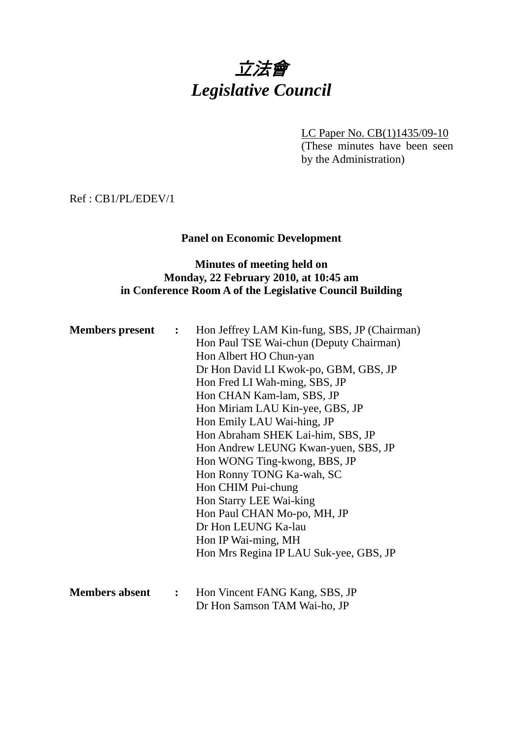# *立法會*
# *Legislative Council*

LC Paper No. CB(1)1435/09-10
(These minutes have been seen by the Administration)

Ref : CB1/PL/EDEV/1

**Panel on Economic Development**

**Minutes of meeting held on**
**Monday, 22 February 2010, at 10:45 am**
**in Conference Room A of the Legislative Council Building**

**Members present :**

Hon Jeffrey LAM Kin-fung, SBS, JP (Chairman)
Hon Paul TSE Wai-chun (Deputy Chairman)
Hon Albert HO Chun-yan
Dr Hon David LI Kwok-po, GBM, GBS, JP
Hon Fred LI Wah-ming, SBS, JP
Hon CHAN Kam-lam, SBS, JP
Hon Miriam LAU Kin-yee, GBS, JP
Hon Emily LAU Wai-hing, JP
Hon Abraham SHEK Lai-him, SBS, JP
Hon Andrew LEUNG Kwan-yuen, SBS, JP
Hon WONG Ting-kwong, BBS, JP
Hon Ronny TONG Ka-wah, SC
Hon CHIM Pui-chung
Hon Starry LEE Wai-king
Hon Paul CHAN Mo-po, MH, JP
Dr Hon LEUNG Ka-lau
Hon IP Wai-ming, MH
Hon Mrs Regina IP LAU Suk-yee, GBS, JP

**Members absent :**

Hon Vincent FANG Kang, SBS, JP
Dr Hon Samson TAM Wai-ho, JP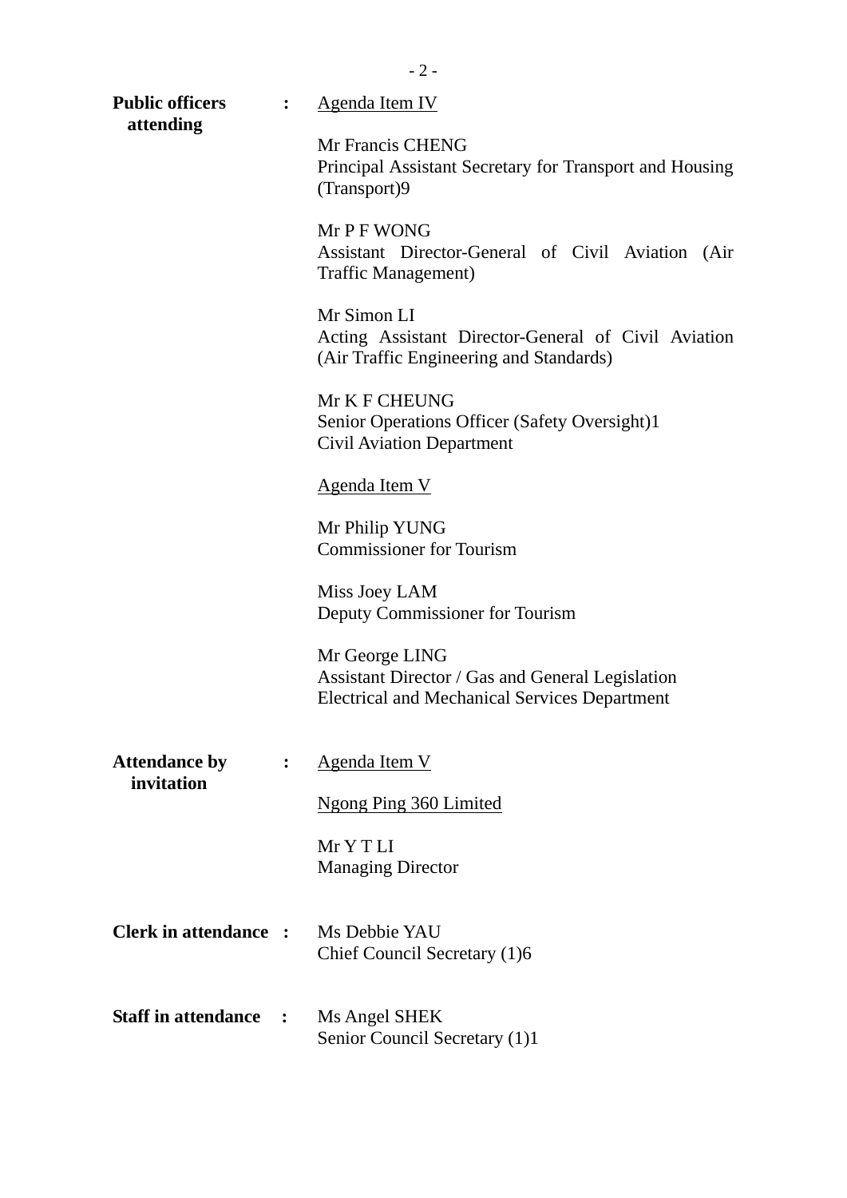**Public officers attending** : <u>Agenda Item IV</u>

Mr Francis CHENG
Principal Assistant Secretary for Transport and Housing (Transport)9

Mr P F WONG
Assistant Director-General of Civil Aviation (Air Traffic Management)

Mr Simon LI
Acting Assistant Director-General of Civil Aviation (Air Traffic Engineering and Standards)

Mr K F CHEUNG
Senior Operations Officer (Safety Oversight)1
Civil Aviation Department

<u>Agenda Item V</u>

Mr Philip YUNG
Commissioner for Tourism

Miss Joey LAM
Deputy Commissioner for Tourism

Mr George LING
Assistant Director / Gas and General Legislation
Electrical and Mechanical Services Department

**Attendance by invitation** : <u>Agenda Item V</u>

<u>Ngong Ping 360 Limited</u>

Mr Y T LI
Managing Director

**Clerk in attendance** : Ms Debbie YAU
Chief Council Secretary (1)6

**Staff in attendance** : Ms Angel SHEK
Senior Council Secretary (1)1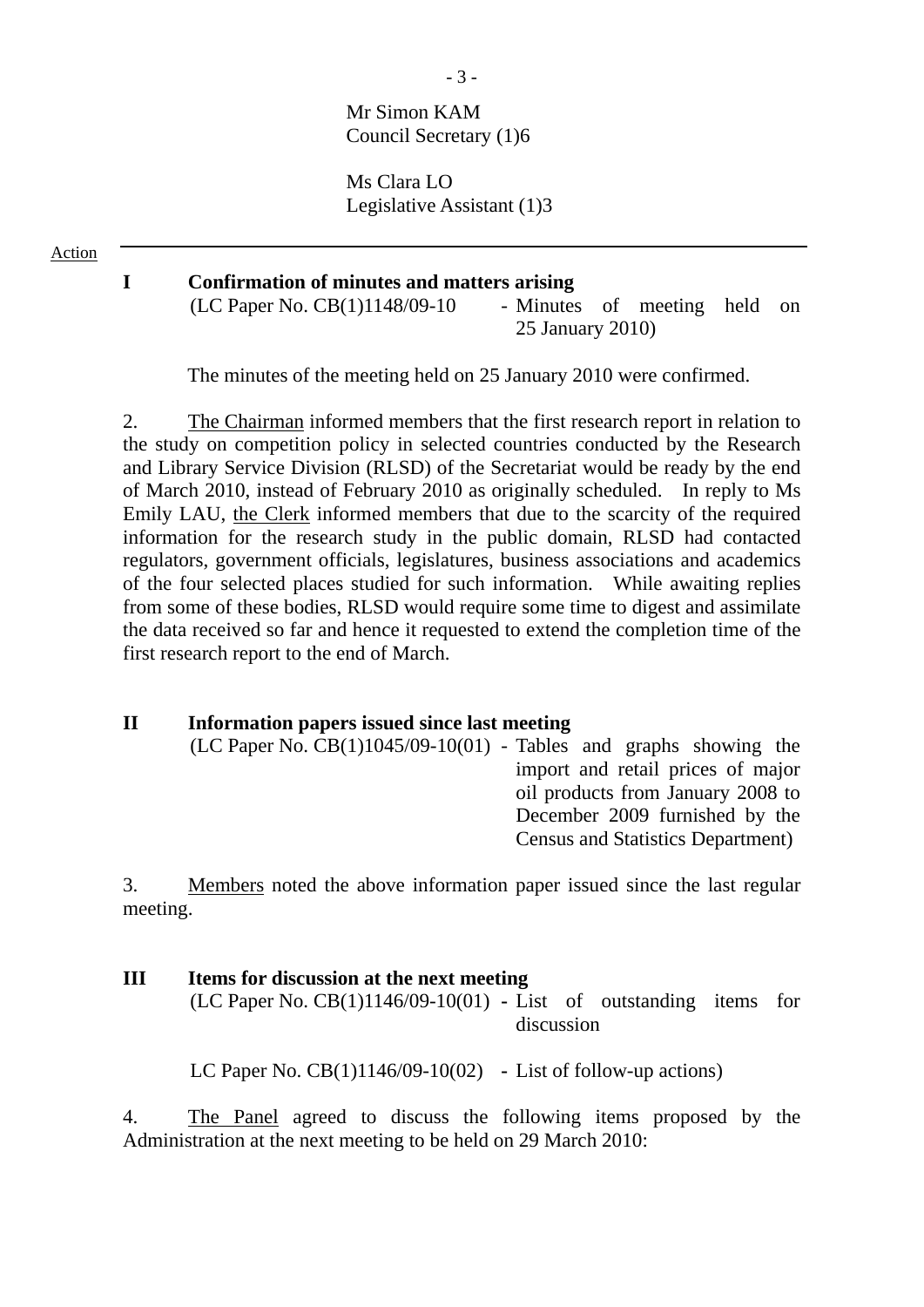Mr Simon KAM
Council Secretary (1)6

Ms Clara LO
Legislative Assistant (1)3

Action

---

## I Confirmation of minutes and matters arising

(LC Paper No. CB(1)1148/09-10 - Minutes of meeting held on 25 January 2010)

The minutes of the meeting held on 25 January 2010 were confirmed.

2. The Chairman informed members that the first research report in relation to the study on competition policy in selected countries conducted by the Research and Library Service Division (RLSD) of the Secretariat would be ready by the end of March 2010, instead of February 2010 as originally scheduled. In reply to Ms Emily LAU, the Clerk informed members that due to the scarcity of the required information for the research study in the public domain, RLSD had contacted regulators, government officials, legislatures, business associations and academics of the four selected places studied for such information. While awaiting replies from some of these bodies, RLSD would require some time to digest and assimilate the data received so far and hence it requested to extend the completion time of the first research report to the end of March.

## II Information papers issued since last meeting

(LC Paper No. CB(1)1045/09-10(01) - Tables and graphs showing the import and retail prices of major oil products from January 2008 to December 2009 furnished by the Census and Statistics Department)

3. Members noted the above information paper issued since the last regular meeting.

## III Items for discussion at the next meeting

(LC Paper No. CB(1)1146/09-10(01) - List of outstanding items for discussion

LC Paper No. CB(1)1146/09-10(02) - List of follow-up actions)

4. The Panel agreed to discuss the following items proposed by the Administration at the next meeting to be held on 29 March 2010: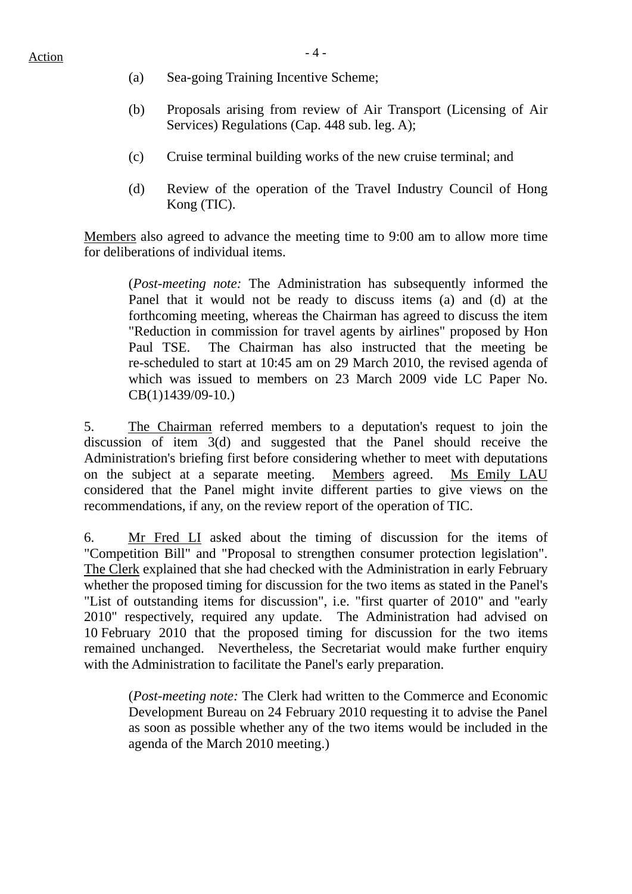Action

(a) Sea-going Training Incentive Scheme;

(b) Proposals arising from review of Air Transport (Licensing of Air Services) Regulations (Cap. 448 sub. leg. A);

(c) Cruise terminal building works of the new cruise terminal; and

(d) Review of the operation of the Travel Industry Council of Hong Kong (TIC).

Members also agreed to advance the meeting time to 9:00 am to allow more time for deliberations of individual items.

> (*Post-meeting note:* The Administration has subsequently informed the Panel that it would not be ready to discuss items (a) and (d) at the forthcoming meeting, whereas the Chairman has agreed to discuss the item "Reduction in commission for travel agents by airlines" proposed by Hon Paul TSE. The Chairman has also instructed that the meeting be re-scheduled to start at 10:45 am on 29 March 2010, the revised agenda of which was issued to members on 23 March 2009 vide LC Paper No. CB(1)1439/09-10.)

5. The Chairman referred members to a deputation's request to join the discussion of item 3(d) and suggested that the Panel should receive the Administration's briefing first before considering whether to meet with deputations on the subject at a separate meeting. Members agreed. Ms Emily LAU considered that the Panel might invite different parties to give views on the recommendations, if any, on the review report of the operation of TIC.

6. Mr Fred LI asked about the timing of discussion for the items of "Competition Bill" and "Proposal to strengthen consumer protection legislation". The Clerk explained that she had checked with the Administration in early February whether the proposed timing for discussion for the two items as stated in the Panel's "List of outstanding items for discussion", i.e. "first quarter of 2010" and "early 2010" respectively, required any update. The Administration had advised on 10 February 2010 that the proposed timing for discussion for the two items remained unchanged. Nevertheless, the Secretariat would make further enquiry with the Administration to facilitate the Panel's early preparation.

> (*Post-meeting note:* The Clerk had written to the Commerce and Economic Development Bureau on 24 February 2010 requesting it to advise the Panel as soon as possible whether any of the two items would be included in the agenda of the March 2010 meeting.)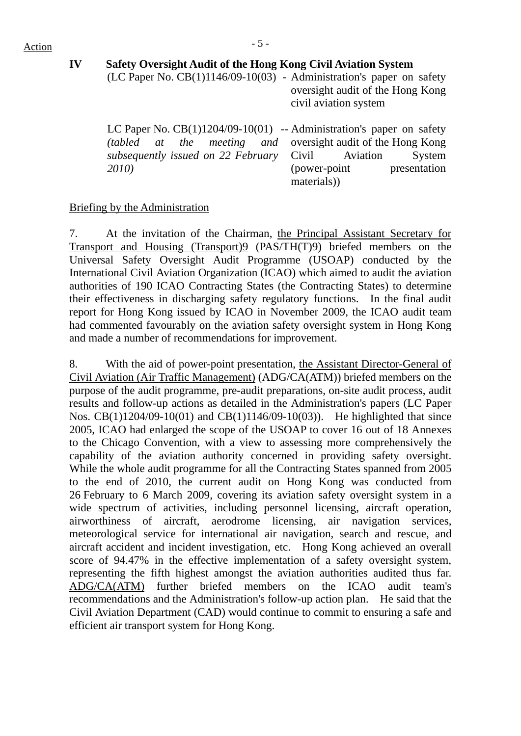Action

**IV Safety Oversight Audit of the Hong Kong Civil Aviation System**

(LC Paper No. CB(1)1146/09-10(03) - Administration's paper on safety oversight audit of the Hong Kong civil aviation system

LC Paper No. CB(1)1204/09-10(01) *(tabled at the meeting and subsequently issued on 22 February 2010)* -- Administration's paper on safety oversight audit of the Hong Kong Civil Aviation System (power-point presentation materials))

Briefing by the Administration

7. At the invitation of the Chairman, the Principal Assistant Secretary for Transport and Housing (Transport)9 (PAS/TH(T)9) briefed members on the Universal Safety Oversight Audit Programme (USOAP) conducted by the International Civil Aviation Organization (ICAO) which aimed to audit the aviation authorities of 190 ICAO Contracting States (the Contracting States) to determine their effectiveness in discharging safety regulatory functions. In the final audit report for Hong Kong issued by ICAO in November 2009, the ICAO audit team had commented favourably on the aviation safety oversight system in Hong Kong and made a number of recommendations for improvement.

8. With the aid of power-point presentation, the Assistant Director-General of Civil Aviation (Air Traffic Management) (ADG/CA(ATM)) briefed members on the purpose of the audit programme, pre-audit preparations, on-site audit process, audit results and follow-up actions as detailed in the Administration's papers (LC Paper Nos. CB(1)1204/09-10(01) and CB(1)1146/09-10(03)). He highlighted that since 2005, ICAO had enlarged the scope of the USOAP to cover 16 out of 18 Annexes to the Chicago Convention, with a view to assessing more comprehensively the capability of the aviation authority concerned in providing safety oversight. While the whole audit programme for all the Contracting States spanned from 2005 to the end of 2010, the current audit on Hong Kong was conducted from 26 February to 6 March 2009, covering its aviation safety oversight system in a wide spectrum of activities, including personnel licensing, aircraft operation, airworthiness of aircraft, aerodrome licensing, air navigation services, meteorological service for international air navigation, search and rescue, and aircraft accident and incident investigation, etc. Hong Kong achieved an overall score of 94.47% in the effective implementation of a safety oversight system, representing the fifth highest amongst the aviation authorities audited thus far. ADG/CA(ATM) further briefed members on the ICAO audit team's recommendations and the Administration's follow-up action plan. He said that the Civil Aviation Department (CAD) would continue to commit to ensuring a safe and efficient air transport system for Hong Kong.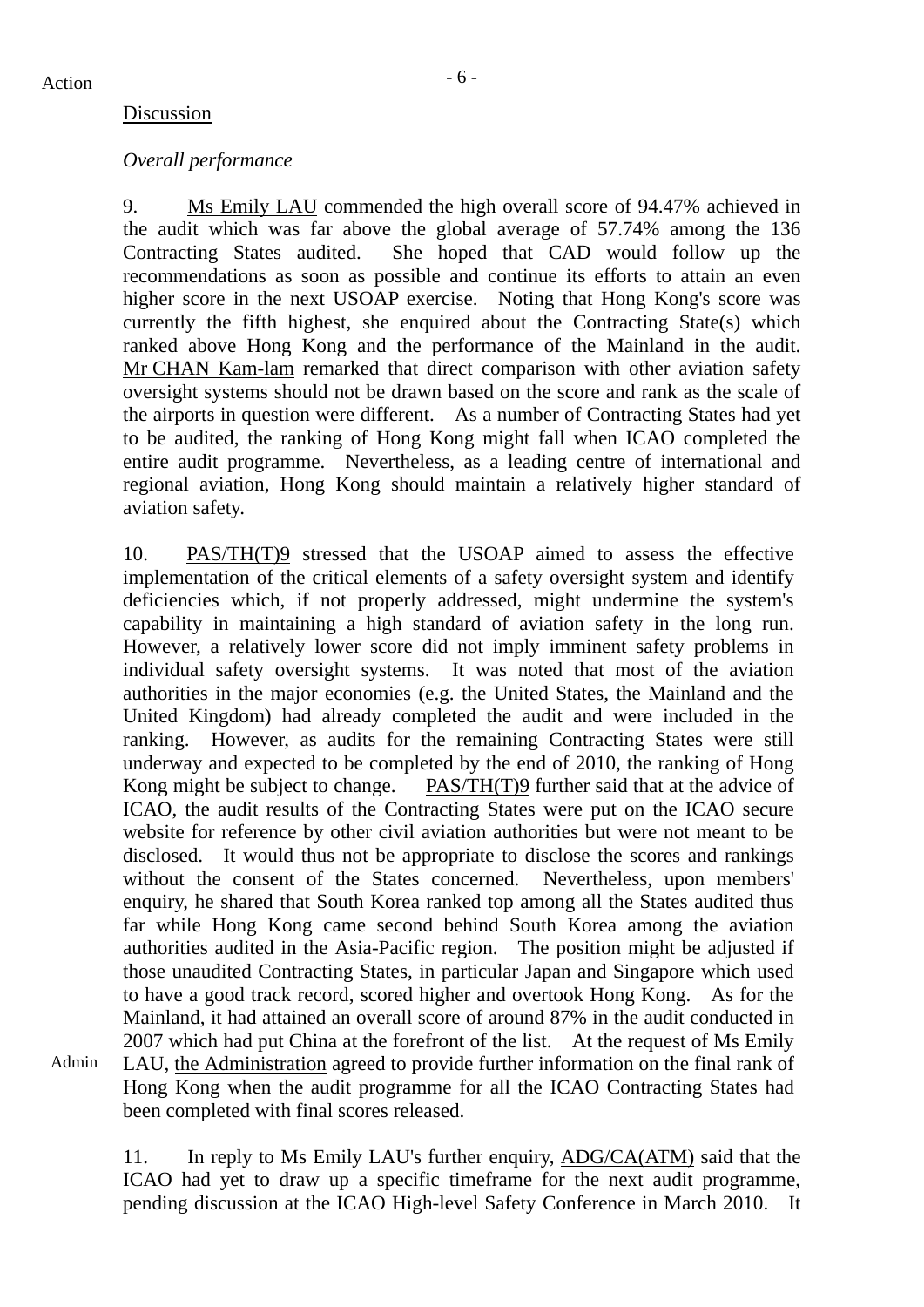Action

Discussion

*Overall performance*

9. Ms Emily LAU commended the high overall score of 94.47% achieved in the audit which was far above the global average of 57.74% among the 136 Contracting States audited. She hoped that CAD would follow up the recommendations as soon as possible and continue its efforts to attain an even higher score in the next USOAP exercise. Noting that Hong Kong's score was currently the fifth highest, she enquired about the Contracting State(s) which ranked above Hong Kong and the performance of the Mainland in the audit. Mr CHAN Kam-lam remarked that direct comparison with other aviation safety oversight systems should not be drawn based on the score and rank as the scale of the airports in question were different. As a number of Contracting States had yet to be audited, the ranking of Hong Kong might fall when ICAO completed the entire audit programme. Nevertheless, as a leading centre of international and regional aviation, Hong Kong should maintain a relatively higher standard of aviation safety.

10. PAS/TH(T)9 stressed that the USOAP aimed to assess the effective implementation of the critical elements of a safety oversight system and identify deficiencies which, if not properly addressed, might undermine the system's capability in maintaining a high standard of aviation safety in the long run. However, a relatively lower score did not imply imminent safety problems in individual safety oversight systems. It was noted that most of the aviation authorities in the major economies (e.g. the United States, the Mainland and the United Kingdom) had already completed the audit and were included in the ranking. However, as audits for the remaining Contracting States were still underway and expected to be completed by the end of 2010, the ranking of Hong Kong might be subject to change. PAS/TH(T)9 further said that at the advice of ICAO, the audit results of the Contracting States were put on the ICAO secure website for reference by other civil aviation authorities but were not meant to be disclosed. It would thus not be appropriate to disclose the scores and rankings without the consent of the States concerned. Nevertheless, upon members' enquiry, he shared that South Korea ranked top among all the States audited thus far while Hong Kong came second behind South Korea among the aviation authorities audited in the Asia-Pacific region. The position might be adjusted if those unaudited Contracting States, in particular Japan and Singapore which used to have a good track record, scored higher and overtook Hong Kong. As for the Mainland, it had attained an overall score of around 87% in the audit conducted in 2007 which had put China at the forefront of the list. At the request of Ms Emily LAU, the Administration agreed to provide further information on the final rank of Hong Kong when the audit programme for all the ICAO Contracting States had been completed with final scores released.

Admin

11. In reply to Ms Emily LAU's further enquiry, ADG/CA(ATM) said that the ICAO had yet to draw up a specific timeframe for the next audit programme, pending discussion at the ICAO High-level Safety Conference in March 2010. It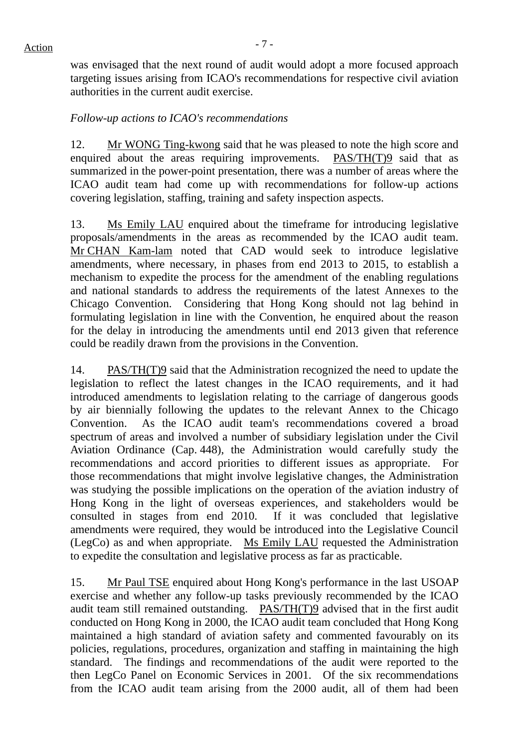Action

was envisaged that the next round of audit would adopt a more focused approach targeting issues arising from ICAO's recommendations for respective civil aviation authorities in the current audit exercise.

*Follow-up actions to ICAO's recommendations*

12. Mr WONG Ting-kwong said that he was pleased to note the high score and enquired about the areas requiring improvements. PAS/TH(T)9 said that as summarized in the power-point presentation, there was a number of areas where the ICAO audit team had come up with recommendations for follow-up actions covering legislation, staffing, training and safety inspection aspects.

13. Ms Emily LAU enquired about the timeframe for introducing legislative proposals/amendments in the areas as recommended by the ICAO audit team. Mr CHAN Kam-lam noted that CAD would seek to introduce legislative amendments, where necessary, in phases from end 2013 to 2015, to establish a mechanism to expedite the process for the amendment of the enabling regulations and national standards to address the requirements of the latest Annexes to the Chicago Convention. Considering that Hong Kong should not lag behind in formulating legislation in line with the Convention, he enquired about the reason for the delay in introducing the amendments until end 2013 given that reference could be readily drawn from the provisions in the Convention.

14. PAS/TH(T)9 said that the Administration recognized the need to update the legislation to reflect the latest changes in the ICAO requirements, and it had introduced amendments to legislation relating to the carriage of dangerous goods by air biennially following the updates to the relevant Annex to the Chicago Convention. As the ICAO audit team's recommendations covered a broad spectrum of areas and involved a number of subsidiary legislation under the Civil Aviation Ordinance (Cap. 448), the Administration would carefully study the recommendations and accord priorities to different issues as appropriate. For those recommendations that might involve legislative changes, the Administration was studying the possible implications on the operation of the aviation industry of Hong Kong in the light of overseas experiences, and stakeholders would be consulted in stages from end 2010. If it was concluded that legislative amendments were required, they would be introduced into the Legislative Council (LegCo) as and when appropriate. Ms Emily LAU requested the Administration to expedite the consultation and legislative process as far as practicable.

15. Mr Paul TSE enquired about Hong Kong's performance in the last USOAP exercise and whether any follow-up tasks previously recommended by the ICAO audit team still remained outstanding. PAS/TH(T)9 advised that in the first audit conducted on Hong Kong in 2000, the ICAO audit team concluded that Hong Kong maintained a high standard of aviation safety and commented favourably on its policies, regulations, procedures, organization and staffing in maintaining the high standard. The findings and recommendations of the audit were reported to the then LegCo Panel on Economic Services in 2001. Of the six recommendations from the ICAO audit team arising from the 2000 audit, all of them had been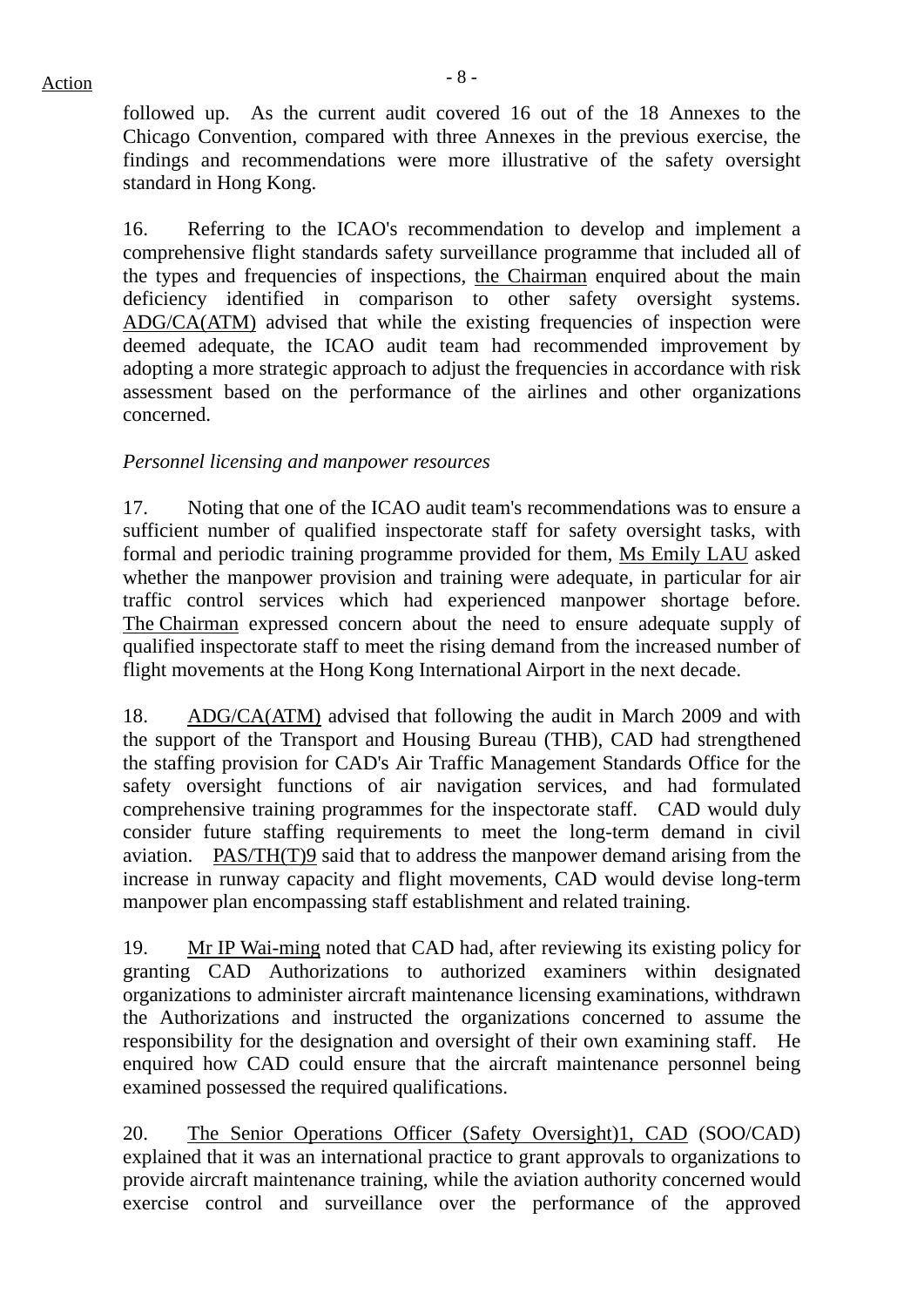followed up. As the current audit covered 16 out of the 18 Annexes to the Chicago Convention, compared with three Annexes in the previous exercise, the findings and recommendations were more illustrative of the safety oversight standard in Hong Kong.

16. Referring to the ICAO's recommendation to develop and implement a comprehensive flight standards safety surveillance programme that included all of the types and frequencies of inspections, the Chairman enquired about the main deficiency identified in comparison to other safety oversight systems. ADG/CA(ATM) advised that while the existing frequencies of inspection were deemed adequate, the ICAO audit team had recommended improvement by adopting a more strategic approach to adjust the frequencies in accordance with risk assessment based on the performance of the airlines and other organizations concerned.

*Personnel licensing and manpower resources*

17. Noting that one of the ICAO audit team's recommendations was to ensure a sufficient number of qualified inspectorate staff for safety oversight tasks, with formal and periodic training programme provided for them, Ms Emily LAU asked whether the manpower provision and training were adequate, in particular for air traffic control services which had experienced manpower shortage before. The Chairman expressed concern about the need to ensure adequate supply of qualified inspectorate staff to meet the rising demand from the increased number of flight movements at the Hong Kong International Airport in the next decade.

18. ADG/CA(ATM) advised that following the audit in March 2009 and with the support of the Transport and Housing Bureau (THB), CAD had strengthened the staffing provision for CAD's Air Traffic Management Standards Office for the safety oversight functions of air navigation services, and had formulated comprehensive training programmes for the inspectorate staff. CAD would duly consider future staffing requirements to meet the long-term demand in civil aviation. PAS/TH(T)9 said that to address the manpower demand arising from the increase in runway capacity and flight movements, CAD would devise long-term manpower plan encompassing staff establishment and related training.

19. Mr IP Wai-ming noted that CAD had, after reviewing its existing policy for granting CAD Authorizations to authorized examiners within designated organizations to administer aircraft maintenance licensing examinations, withdrawn the Authorizations and instructed the organizations concerned to assume the responsibility for the designation and oversight of their own examining staff. He enquired how CAD could ensure that the aircraft maintenance personnel being examined possessed the required qualifications.

20. The Senior Operations Officer (Safety Oversight)1, CAD (SOO/CAD) explained that it was an international practice to grant approvals to organizations to provide aircraft maintenance training, while the aviation authority concerned would exercise control and surveillance over the performance of the approved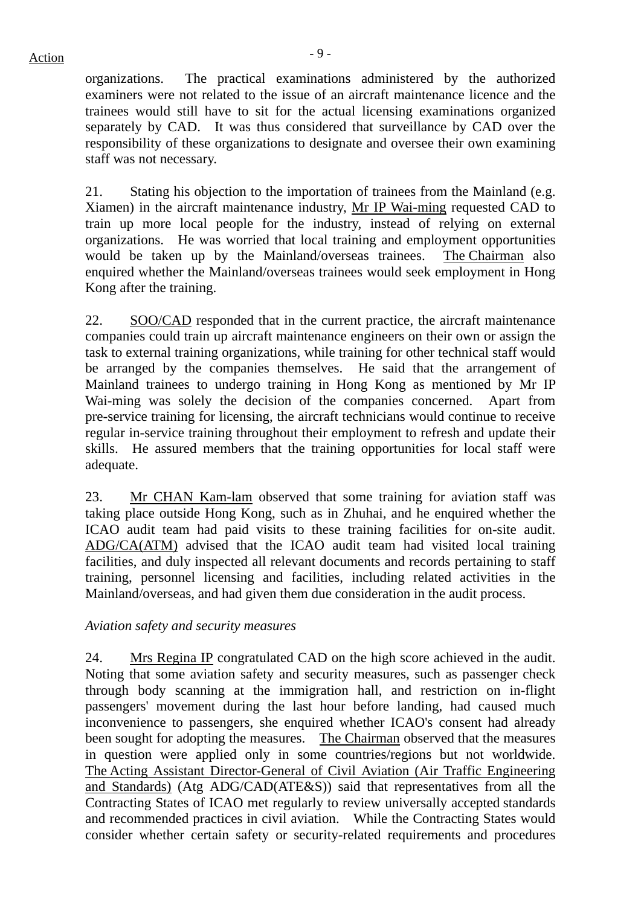organizations. The practical examinations administered by the authorized examiners were not related to the issue of an aircraft maintenance licence and the trainees would still have to sit for the actual licensing examinations organized separately by CAD. It was thus considered that surveillance by CAD over the responsibility of these organizations to designate and oversee their own examining staff was not necessary.

21. Stating his objection to the importation of trainees from the Mainland (e.g. Xiamen) in the aircraft maintenance industry, Mr IP Wai-ming requested CAD to train up more local people for the industry, instead of relying on external organizations. He was worried that local training and employment opportunities would be taken up by the Mainland/overseas trainees. The Chairman also enquired whether the Mainland/overseas trainees would seek employment in Hong Kong after the training.

22. SOO/CAD responded that in the current practice, the aircraft maintenance companies could train up aircraft maintenance engineers on their own or assign the task to external training organizations, while training for other technical staff would be arranged by the companies themselves. He said that the arrangement of Mainland trainees to undergo training in Hong Kong as mentioned by Mr IP Wai-ming was solely the decision of the companies concerned. Apart from pre-service training for licensing, the aircraft technicians would continue to receive regular in-service training throughout their employment to refresh and update their skills. He assured members that the training opportunities for local staff were adequate.

23. Mr CHAN Kam-lam observed that some training for aviation staff was taking place outside Hong Kong, such as in Zhuhai, and he enquired whether the ICAO audit team had paid visits to these training facilities for on-site audit. ADG/CA(ATM) advised that the ICAO audit team had visited local training facilities, and duly inspected all relevant documents and records pertaining to staff training, personnel licensing and facilities, including related activities in the Mainland/overseas, and had given them due consideration in the audit process.

*Aviation safety and security measures*

24. Mrs Regina IP congratulated CAD on the high score achieved in the audit. Noting that some aviation safety and security measures, such as passenger check through body scanning at the immigration hall, and restriction on in-flight passengers' movement during the last hour before landing, had caused much inconvenience to passengers, she enquired whether ICAO's consent had already been sought for adopting the measures. The Chairman observed that the measures in question were applied only in some countries/regions but not worldwide. The Acting Assistant Director-General of Civil Aviation (Air Traffic Engineering and Standards) (Atg ADG/CAD(ATE&S)) said that representatives from all the Contracting States of ICAO met regularly to review universally accepted standards and recommended practices in civil aviation. While the Contracting States would consider whether certain safety or security-related requirements and procedures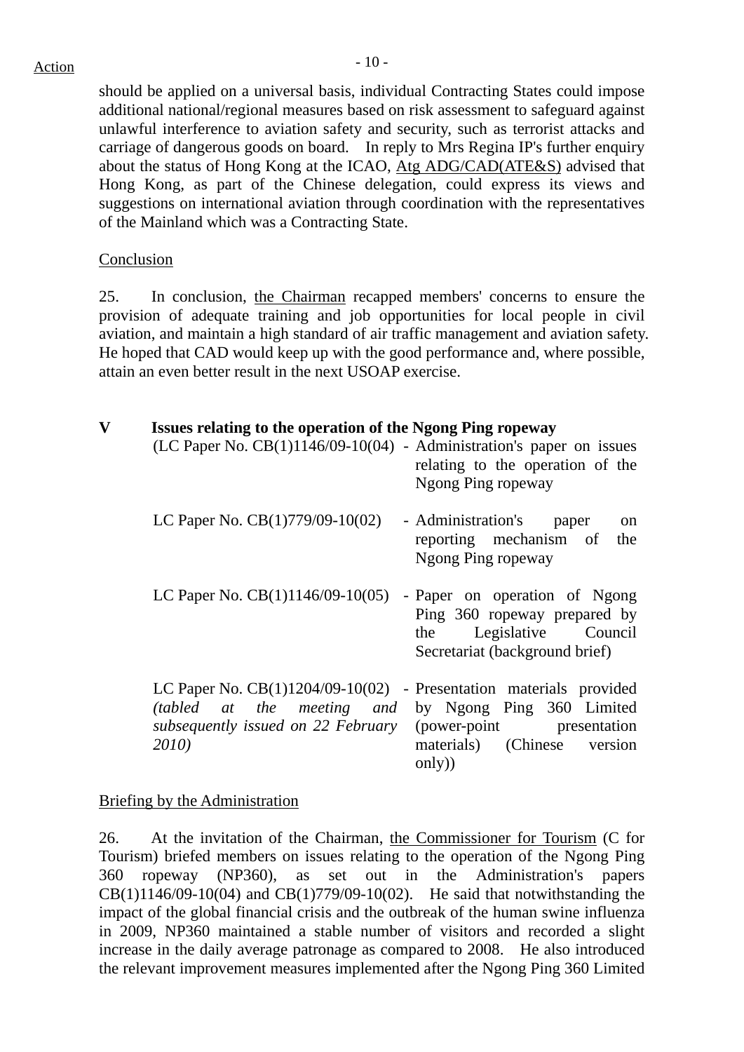should be applied on a universal basis, individual Contracting States could impose additional national/regional measures based on risk assessment to safeguard against unlawful interference to aviation safety and security, such as terrorist attacks and carriage of dangerous goods on board. In reply to Mrs Regina IP's further enquiry about the status of Hong Kong at the ICAO, Atg ADG/CAD(ATE&S) advised that Hong Kong, as part of the Chinese delegation, could express its views and suggestions on international aviation through coordination with the representatives of the Mainland which was a Contracting State.

Conclusion

25. In conclusion, the Chairman recapped members' concerns to ensure the provision of adequate training and job opportunities for local people in civil aviation, and maintain a high standard of air traffic management and aviation safety. He hoped that CAD would keep up with the good performance and, where possible, attain an even better result in the next USOAP exercise.

**V Issues relating to the operation of the Ngong Ping ropeway**

| | |
|---|---|
| (LC Paper No. CB(1)1146/09-10(04) | - Administration's paper on issues relating to the operation of the Ngong Ping ropeway |
| LC Paper No. CB(1)779/09-10(02) | - Administration's paper on reporting mechanism of the Ngong Ping ropeway |
| LC Paper No. CB(1)1146/09-10(05) | - Paper on operation of Ngong Ping 360 ropeway prepared by the Legislative Council Secretariat (background brief) |
| LC Paper No. CB(1)1204/09-10(02) *(tabled at the meeting and subsequently issued on 22 February 2010)* | - Presentation materials provided by Ngong Ping 360 Limited (power-point presentation materials) (Chinese version only)) |

Briefing by the Administration

26. At the invitation of the Chairman, the Commissioner for Tourism (C for Tourism) briefed members on issues relating to the operation of the Ngong Ping 360 ropeway (NP360), as set out in the Administration's papers CB(1)1146/09-10(04) and CB(1)779/09-10(02). He said that notwithstanding the impact of the global financial crisis and the outbreak of the human swine influenza in 2009, NP360 maintained a stable number of visitors and recorded a slight increase in the daily average patronage as compared to 2008. He also introduced the relevant improvement measures implemented after the Ngong Ping 360 Limited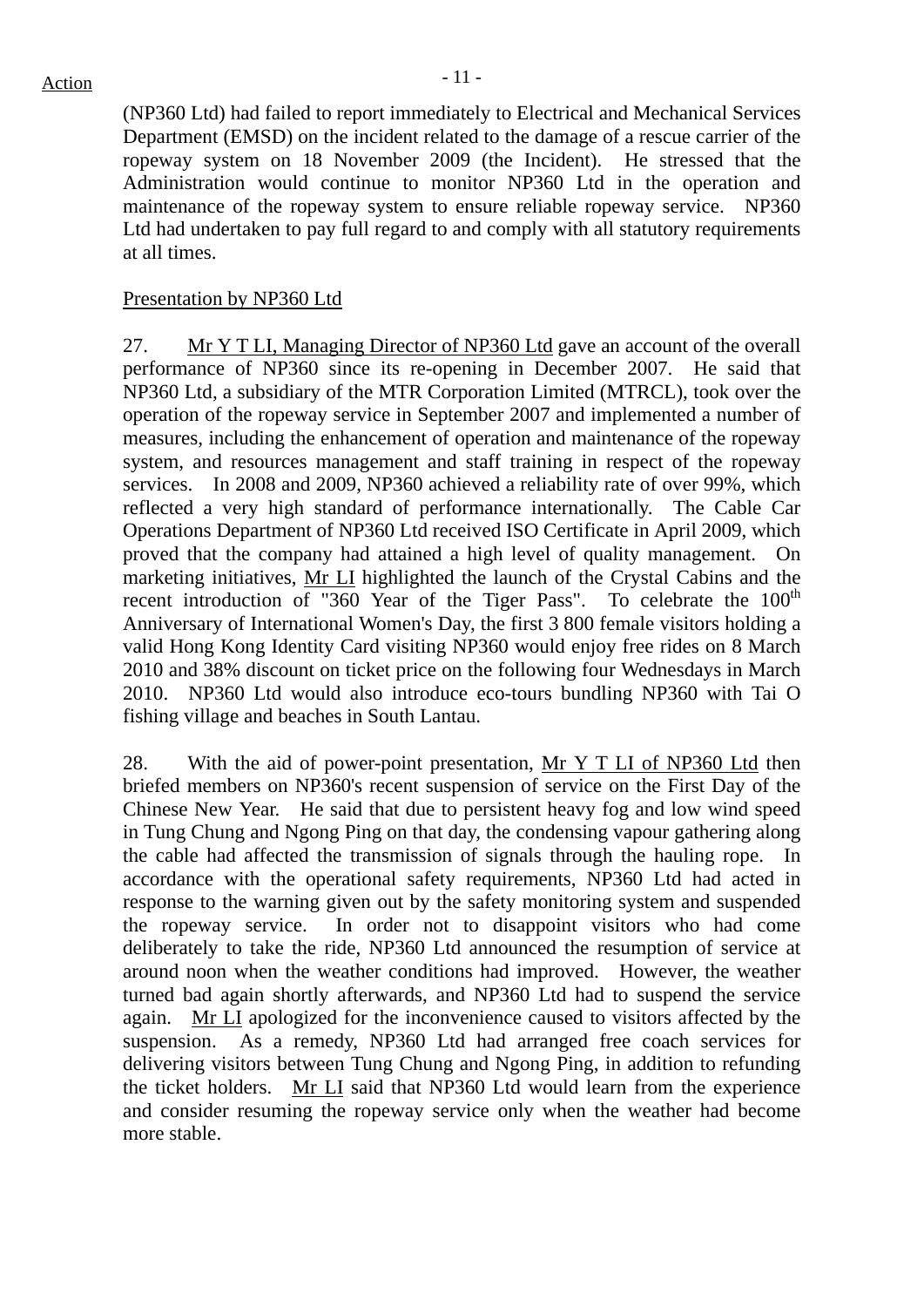(NP360 Ltd) had failed to report immediately to Electrical and Mechanical Services Department (EMSD) on the incident related to the damage of a rescue carrier of the ropeway system on 18 November 2009 (the Incident). He stressed that the Administration would continue to monitor NP360 Ltd in the operation and maintenance of the ropeway system to ensure reliable ropeway service. NP360 Ltd had undertaken to pay full regard to and comply with all statutory requirements at all times.

Presentation by NP360 Ltd

27. Mr Y T LI, Managing Director of NP360 Ltd gave an account of the overall performance of NP360 since its re-opening in December 2007. He said that NP360 Ltd, a subsidiary of the MTR Corporation Limited (MTRCL), took over the operation of the ropeway service in September 2007 and implemented a number of measures, including the enhancement of operation and maintenance of the ropeway system, and resources management and staff training in respect of the ropeway services. In 2008 and 2009, NP360 achieved a reliability rate of over 99%, which reflected a very high standard of performance internationally. The Cable Car Operations Department of NP360 Ltd received ISO Certificate in April 2009, which proved that the company had attained a high level of quality management. On marketing initiatives, Mr LI highlighted the launch of the Crystal Cabins and the recent introduction of "360 Year of the Tiger Pass". To celebrate the 100th Anniversary of International Women's Day, the first 3 800 female visitors holding a valid Hong Kong Identity Card visiting NP360 would enjoy free rides on 8 March 2010 and 38% discount on ticket price on the following four Wednesdays in March 2010. NP360 Ltd would also introduce eco-tours bundling NP360 with Tai O fishing village and beaches in South Lantau.

28. With the aid of power-point presentation, Mr Y T LI of NP360 Ltd then briefed members on NP360's recent suspension of service on the First Day of the Chinese New Year. He said that due to persistent heavy fog and low wind speed in Tung Chung and Ngong Ping on that day, the condensing vapour gathering along the cable had affected the transmission of signals through the hauling rope. In accordance with the operational safety requirements, NP360 Ltd had acted in response to the warning given out by the safety monitoring system and suspended the ropeway service. In order not to disappoint visitors who had come deliberately to take the ride, NP360 Ltd announced the resumption of service at around noon when the weather conditions had improved. However, the weather turned bad again shortly afterwards, and NP360 Ltd had to suspend the service again. Mr LI apologized for the inconvenience caused to visitors affected by the suspension. As a remedy, NP360 Ltd had arranged free coach services for delivering visitors between Tung Chung and Ngong Ping, in addition to refunding the ticket holders. Mr LI said that NP360 Ltd would learn from the experience and consider resuming the ropeway service only when the weather had become more stable.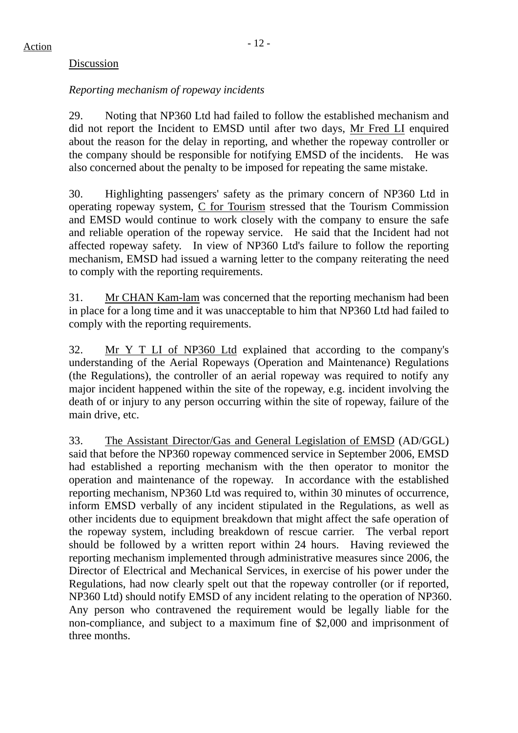Action

Discussion

*Reporting mechanism of ropeway incidents*

29. Noting that NP360 Ltd had failed to follow the established mechanism and did not report the Incident to EMSD until after two days, Mr Fred LI enquired about the reason for the delay in reporting, and whether the ropeway controller or the company should be responsible for notifying EMSD of the incidents. He was also concerned about the penalty to be imposed for repeating the same mistake.

30. Highlighting passengers' safety as the primary concern of NP360 Ltd in operating ropeway system, C for Tourism stressed that the Tourism Commission and EMSD would continue to work closely with the company to ensure the safe and reliable operation of the ropeway service. He said that the Incident had not affected ropeway safety. In view of NP360 Ltd's failure to follow the reporting mechanism, EMSD had issued a warning letter to the company reiterating the need to comply with the reporting requirements.

31. Mr CHAN Kam-lam was concerned that the reporting mechanism had been in place for a long time and it was unacceptable to him that NP360 Ltd had failed to comply with the reporting requirements.

32. Mr Y T LI of NP360 Ltd explained that according to the company's understanding of the Aerial Ropeways (Operation and Maintenance) Regulations (the Regulations), the controller of an aerial ropeway was required to notify any major incident happened within the site of the ropeway, e.g. incident involving the death of or injury to any person occurring within the site of ropeway, failure of the main drive, etc.

33. The Assistant Director/Gas and General Legislation of EMSD (AD/GGL) said that before the NP360 ropeway commenced service in September 2006, EMSD had established a reporting mechanism with the then operator to monitor the operation and maintenance of the ropeway. In accordance with the established reporting mechanism, NP360 Ltd was required to, within 30 minutes of occurrence, inform EMSD verbally of any incident stipulated in the Regulations, as well as other incidents due to equipment breakdown that might affect the safe operation of the ropeway system, including breakdown of rescue carrier. The verbal report should be followed by a written report within 24 hours. Having reviewed the reporting mechanism implemented through administrative measures since 2006, the Director of Electrical and Mechanical Services, in exercise of his power under the Regulations, had now clearly spelt out that the ropeway controller (or if reported, NP360 Ltd) should notify EMSD of any incident relating to the operation of NP360. Any person who contravened the requirement would be legally liable for the non-compliance, and subject to a maximum fine of $2,000 and imprisonment of three months.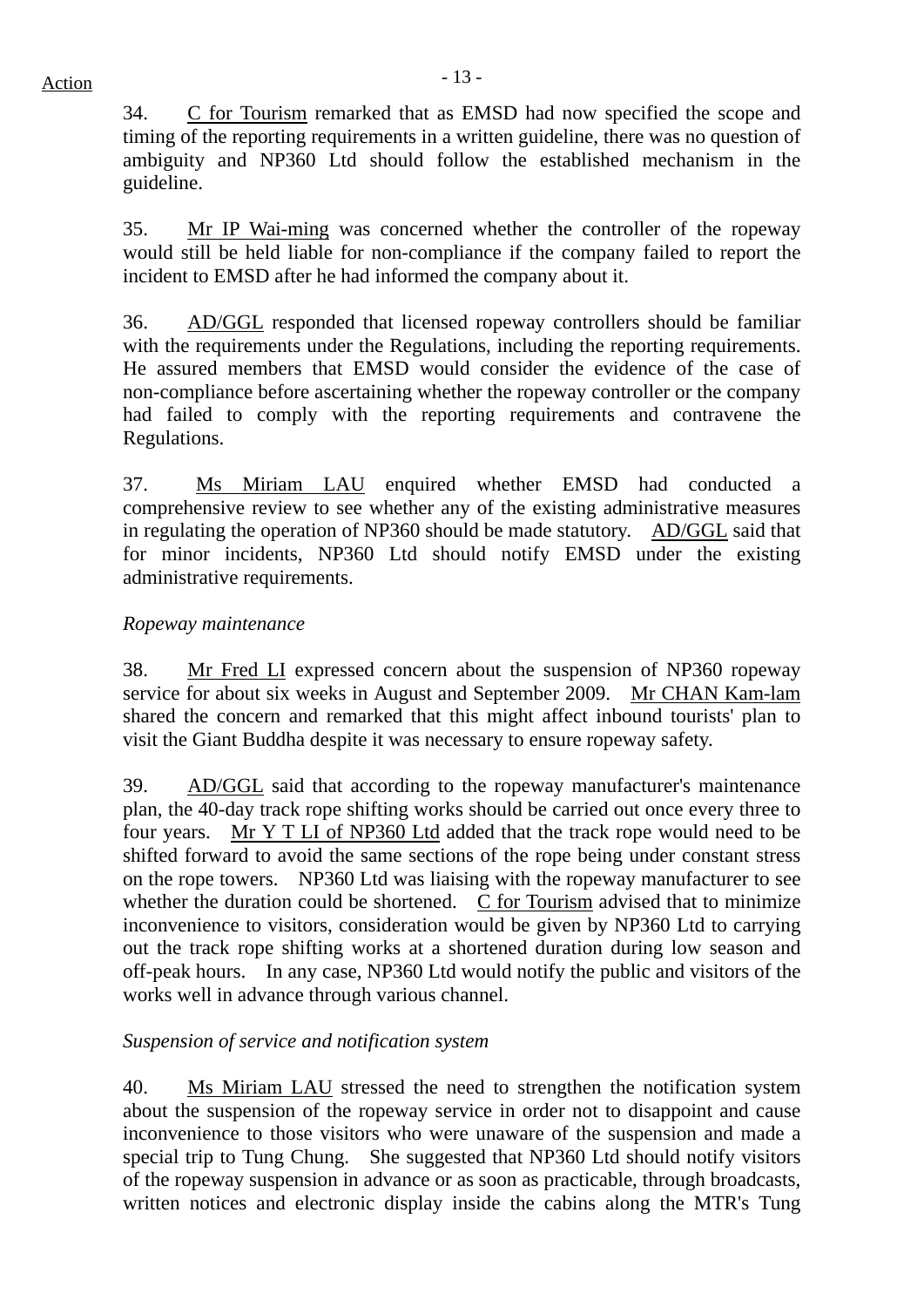34. C for Tourism remarked that as EMSD had now specified the scope and timing of the reporting requirements in a written guideline, there was no question of ambiguity and NP360 Ltd should follow the established mechanism in the guideline.

35. Mr IP Wai-ming was concerned whether the controller of the ropeway would still be held liable for non-compliance if the company failed to report the incident to EMSD after he had informed the company about it.

36. AD/GGL responded that licensed ropeway controllers should be familiar with the requirements under the Regulations, including the reporting requirements. He assured members that EMSD would consider the evidence of the case of non-compliance before ascertaining whether the ropeway controller or the company had failed to comply with the reporting requirements and contravene the Regulations.

37. Ms Miriam LAU enquired whether EMSD had conducted a comprehensive review to see whether any of the existing administrative measures in regulating the operation of NP360 should be made statutory. AD/GGL said that for minor incidents, NP360 Ltd should notify EMSD under the existing administrative requirements.

*Ropeway maintenance*

38. Mr Fred LI expressed concern about the suspension of NP360 ropeway service for about six weeks in August and September 2009. Mr CHAN Kam-lam shared the concern and remarked that this might affect inbound tourists' plan to visit the Giant Buddha despite it was necessary to ensure ropeway safety.

39. AD/GGL said that according to the ropeway manufacturer's maintenance plan, the 40-day track rope shifting works should be carried out once every three to four years. Mr Y T LI of NP360 Ltd added that the track rope would need to be shifted forward to avoid the same sections of the rope being under constant stress on the rope towers. NP360 Ltd was liaising with the ropeway manufacturer to see whether the duration could be shortened. C for Tourism advised that to minimize inconvenience to visitors, consideration would be given by NP360 Ltd to carrying out the track rope shifting works at a shortened duration during low season and off-peak hours. In any case, NP360 Ltd would notify the public and visitors of the works well in advance through various channel.

*Suspension of service and notification system*

40. Ms Miriam LAU stressed the need to strengthen the notification system about the suspension of the ropeway service in order not to disappoint and cause inconvenience to those visitors who were unaware of the suspension and made a special trip to Tung Chung. She suggested that NP360 Ltd should notify visitors of the ropeway suspension in advance or as soon as practicable, through broadcasts, written notices and electronic display inside the cabins along the MTR's Tung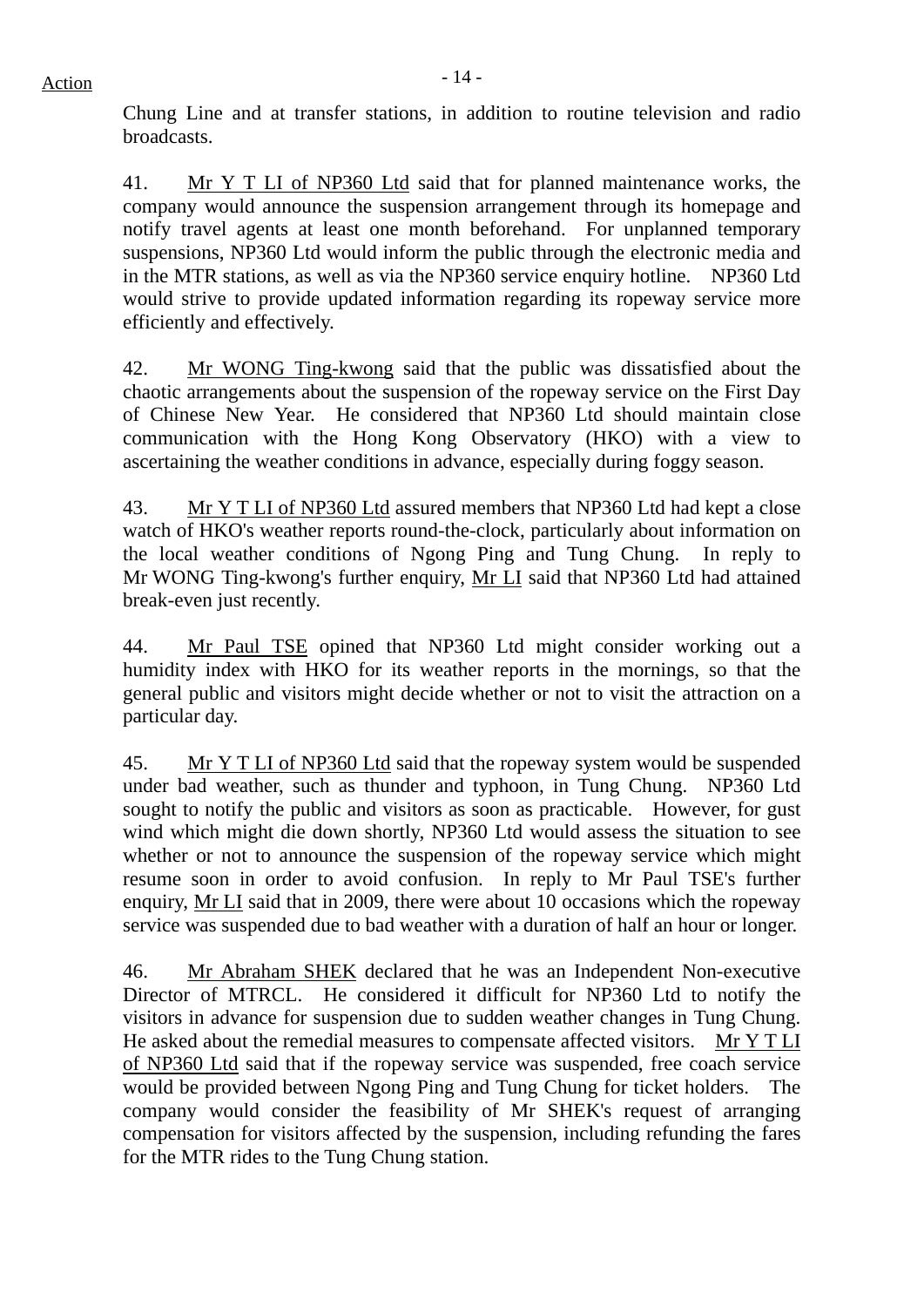Action

Chung Line and at transfer stations, in addition to routine television and radio broadcasts.

41. Mr Y T LI of NP360 Ltd said that for planned maintenance works, the company would announce the suspension arrangement through its homepage and notify travel agents at least one month beforehand. For unplanned temporary suspensions, NP360 Ltd would inform the public through the electronic media and in the MTR stations, as well as via the NP360 service enquiry hotline. NP360 Ltd would strive to provide updated information regarding its ropeway service more efficiently and effectively.

42. Mr WONG Ting-kwong said that the public was dissatisfied about the chaotic arrangements about the suspension of the ropeway service on the First Day of Chinese New Year. He considered that NP360 Ltd should maintain close communication with the Hong Kong Observatory (HKO) with a view to ascertaining the weather conditions in advance, especially during foggy season.

43. Mr Y T LI of NP360 Ltd assured members that NP360 Ltd had kept a close watch of HKO's weather reports round-the-clock, particularly about information on the local weather conditions of Ngong Ping and Tung Chung. In reply to Mr WONG Ting-kwong's further enquiry, Mr LI said that NP360 Ltd had attained break-even just recently.

44. Mr Paul TSE opined that NP360 Ltd might consider working out a humidity index with HKO for its weather reports in the mornings, so that the general public and visitors might decide whether or not to visit the attraction on a particular day.

45. Mr Y T LI of NP360 Ltd said that the ropeway system would be suspended under bad weather, such as thunder and typhoon, in Tung Chung. NP360 Ltd sought to notify the public and visitors as soon as practicable. However, for gust wind which might die down shortly, NP360 Ltd would assess the situation to see whether or not to announce the suspension of the ropeway service which might resume soon in order to avoid confusion. In reply to Mr Paul TSE's further enquiry, Mr LI said that in 2009, there were about 10 occasions which the ropeway service was suspended due to bad weather with a duration of half an hour or longer.

46. Mr Abraham SHEK declared that he was an Independent Non-executive Director of MTRCL. He considered it difficult for NP360 Ltd to notify the visitors in advance for suspension due to sudden weather changes in Tung Chung. He asked about the remedial measures to compensate affected visitors. Mr Y T LI of NP360 Ltd said that if the ropeway service was suspended, free coach service would be provided between Ngong Ping and Tung Chung for ticket holders. The company would consider the feasibility of Mr SHEK's request of arranging compensation for visitors affected by the suspension, including refunding the fares for the MTR rides to the Tung Chung station.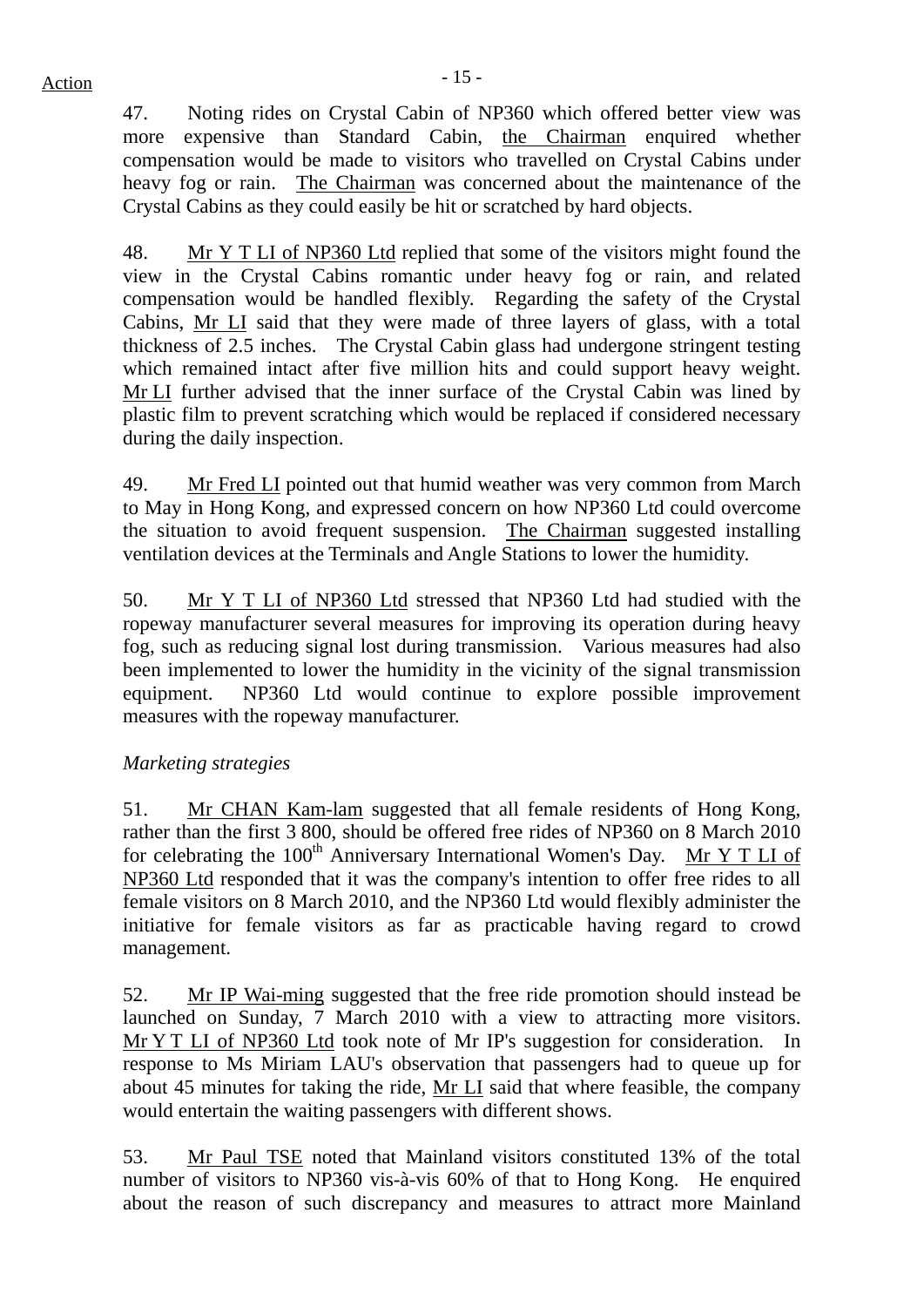47. Noting rides on Crystal Cabin of NP360 which offered better view was more expensive than Standard Cabin, the Chairman enquired whether compensation would be made to visitors who travelled on Crystal Cabins under heavy fog or rain. The Chairman was concerned about the maintenance of the Crystal Cabins as they could easily be hit or scratched by hard objects.

48. Mr Y T LI of NP360 Ltd replied that some of the visitors might found the view in the Crystal Cabins romantic under heavy fog or rain, and related compensation would be handled flexibly. Regarding the safety of the Crystal Cabins, Mr LI said that they were made of three layers of glass, with a total thickness of 2.5 inches. The Crystal Cabin glass had undergone stringent testing which remained intact after five million hits and could support heavy weight. Mr LI further advised that the inner surface of the Crystal Cabin was lined by plastic film to prevent scratching which would be replaced if considered necessary during the daily inspection.

49. Mr Fred LI pointed out that humid weather was very common from March to May in Hong Kong, and expressed concern on how NP360 Ltd could overcome the situation to avoid frequent suspension. The Chairman suggested installing ventilation devices at the Terminals and Angle Stations to lower the humidity.

50. Mr Y T LI of NP360 Ltd stressed that NP360 Ltd had studied with the ropeway manufacturer several measures for improving its operation during heavy fog, such as reducing signal lost during transmission. Various measures had also been implemented to lower the humidity in the vicinity of the signal transmission equipment. NP360 Ltd would continue to explore possible improvement measures with the ropeway manufacturer.

*Marketing strategies*

51. Mr CHAN Kam-lam suggested that all female residents of Hong Kong, rather than the first 3 800, should be offered free rides of NP360 on 8 March 2010 for celebrating the 100th Anniversary International Women's Day. Mr Y T LI of NP360 Ltd responded that it was the company's intention to offer free rides to all female visitors on 8 March 2010, and the NP360 Ltd would flexibly administer the initiative for female visitors as far as practicable having regard to crowd management.

52. Mr IP Wai-ming suggested that the free ride promotion should instead be launched on Sunday, 7 March 2010 with a view to attracting more visitors. Mr Y T LI of NP360 Ltd took note of Mr IP's suggestion for consideration. In response to Ms Miriam LAU's observation that passengers had to queue up for about 45 minutes for taking the ride, Mr LI said that where feasible, the company would entertain the waiting passengers with different shows.

53. Mr Paul TSE noted that Mainland visitors constituted 13% of the total number of visitors to NP360 vis-à-vis 60% of that to Hong Kong. He enquired about the reason of such discrepancy and measures to attract more Mainland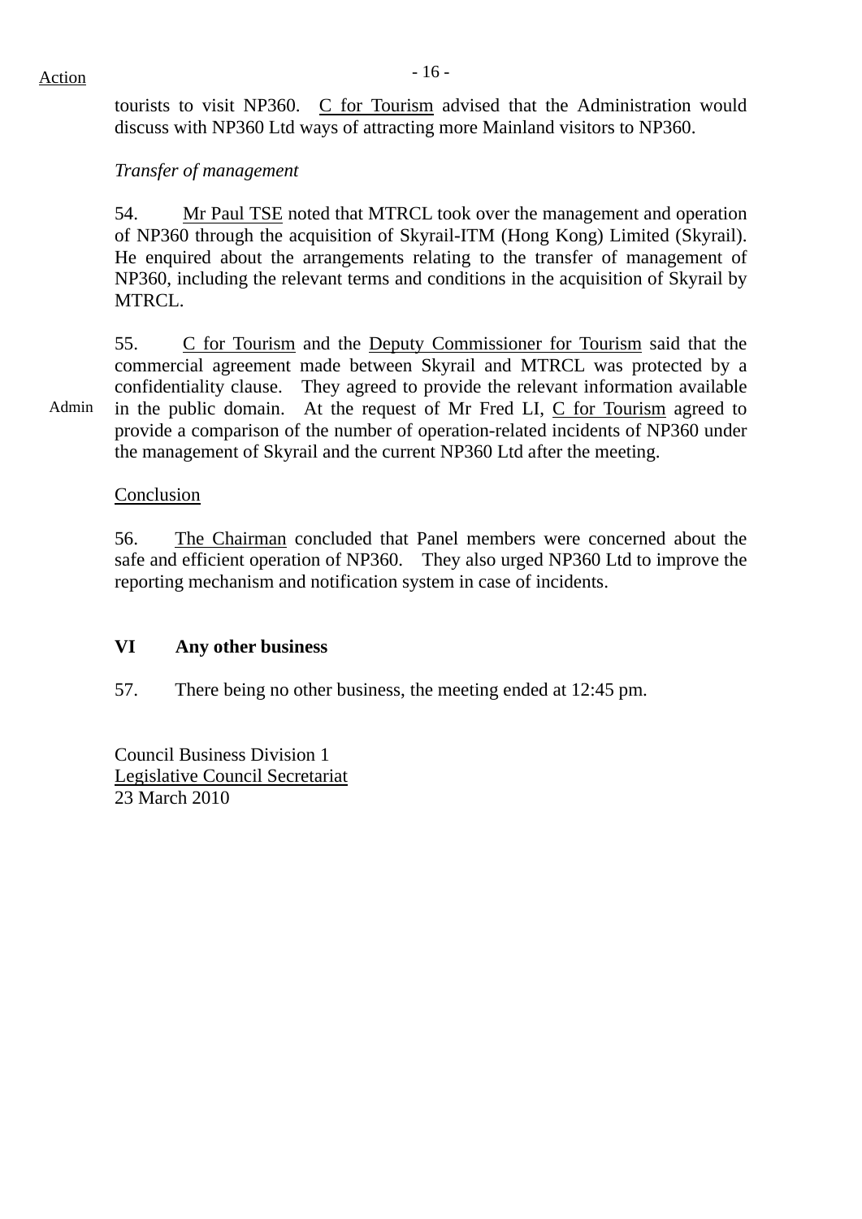tourists to visit NP360. C for Tourism advised that the Administration would discuss with NP360 Ltd ways of attracting more Mainland visitors to NP360.

*Transfer of management*

54. Mr Paul TSE noted that MTRCL took over the management and operation of NP360 through the acquisition of Skyrail-ITM (Hong Kong) Limited (Skyrail). He enquired about the arrangements relating to the transfer of management of NP360, including the relevant terms and conditions in the acquisition of Skyrail by MTRCL.

55. C for Tourism and the Deputy Commissioner for Tourism said that the commercial agreement made between Skyrail and MTRCL was protected by a confidentiality clause. They agreed to provide the relevant information available in the public domain. At the request of Mr Fred LI, C for Tourism agreed to provide a comparison of the number of operation-related incidents of NP360 under the management of Skyrail and the current NP360 Ltd after the meeting. — Action: Admin

Conclusion

56. The Chairman concluded that Panel members were concerned about the safe and efficient operation of NP360. They also urged NP360 Ltd to improve the reporting mechanism and notification system in case of incidents.

## VI Any other business

57. There being no other business, the meeting ended at 12:45 pm.

Council Business Division 1
Legislative Council Secretariat
23 March 2010